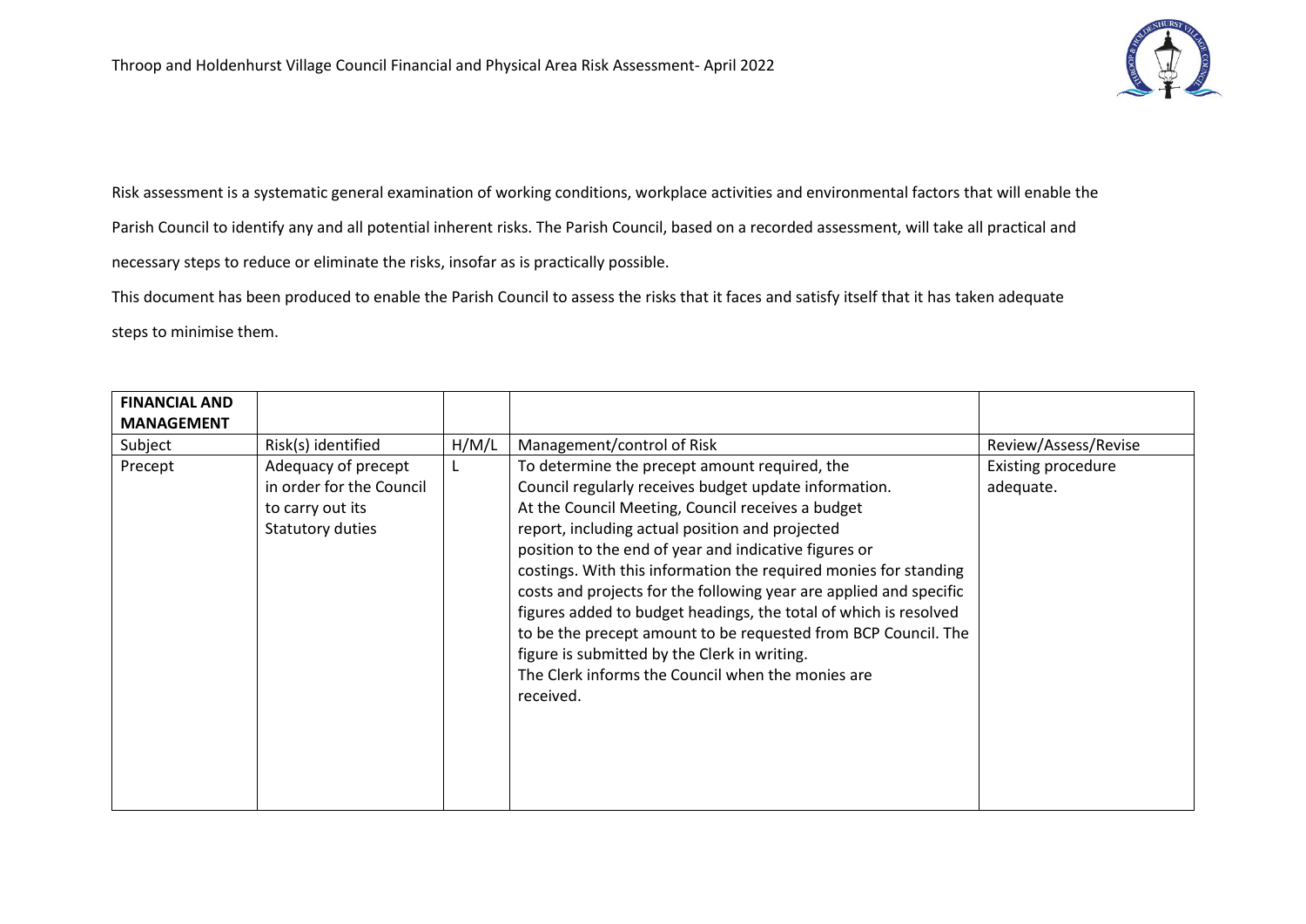# Throop and Holdenhurst Village Council Financial and Physical Area Risk Assessment- April 2022

Risk assessment is a systematic general examination of working conditions, workplace activities and environmental factors that will enable the Parish Council to identify any and all potential inherent risks. The Parish Council, based on a recorded assessment, will take all practical and necessary steps to reduce or eliminate the risks, insofar as is practically possible.

This document has been produced to enable the Parish Council to assess the risks that it faces and satisfy itself that it has taken adequate steps to minimise them.

| **FINANCIAL AND MANAGEMENT** | | | | |
|---|---|---|---|---|
| Subject | Risk(s) identified | H/M/L | Management/control of Risk | Review/Assess/Revise |
| Precept | Adequacy of precept in order for the Council to carry out its Statutory duties | L | To determine the precept amount required, the Council regularly receives budget update information. At the Council Meeting, Council receives a budget report, including actual position and projected position to the end of year and indicative figures or costings. With this information the required monies for standing costs and projects for the following year are applied and specific figures added to budget headings, the total of which is resolved to be the precept amount to be requested from BCP Council. The figure is submitted by the Clerk in writing. The Clerk informs the Council when the monies are received. | Existing procedure adequate. |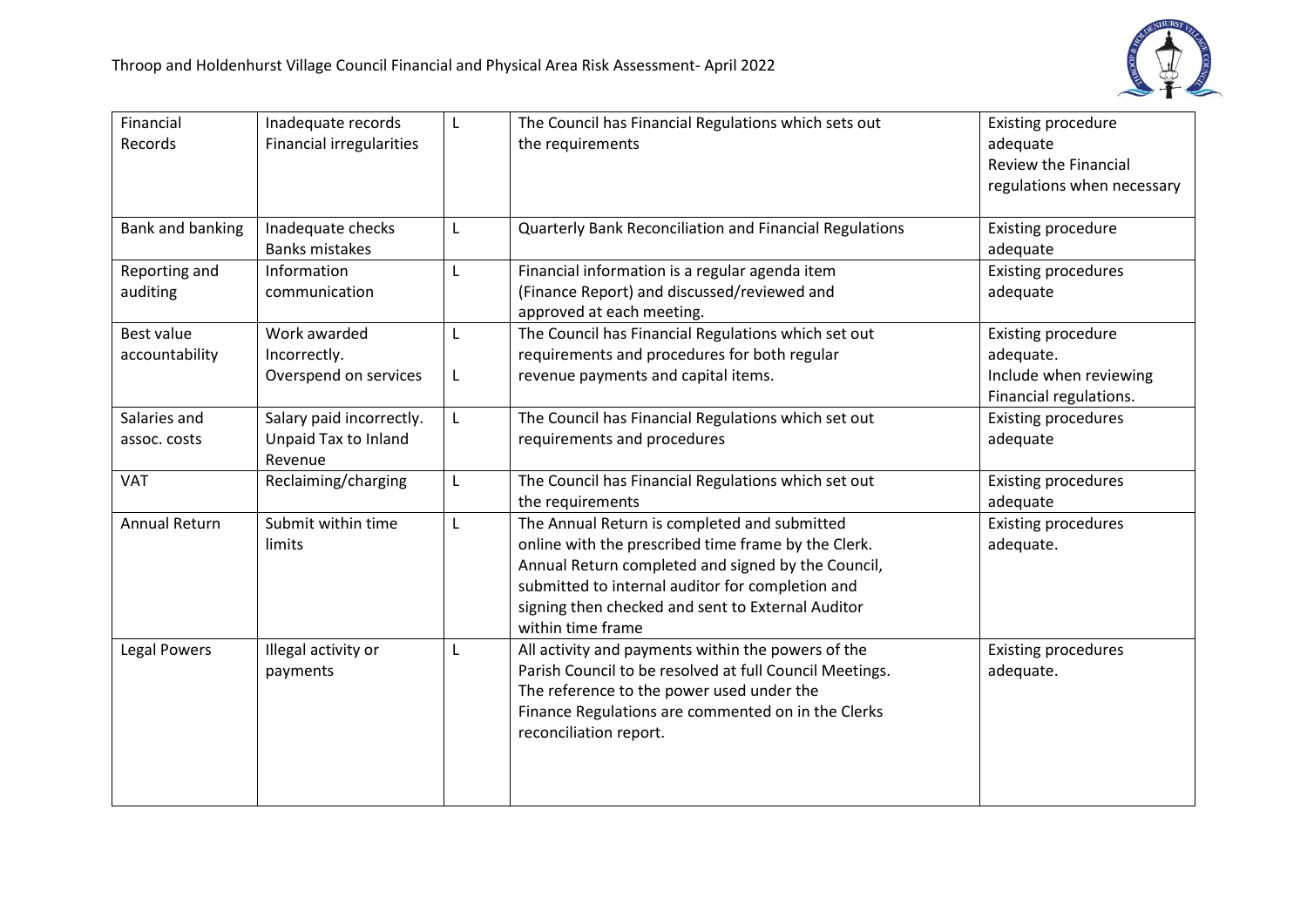| Financial Records | Inadequate records<br>Financial irregularities | L | The Council has Financial Regulations which sets out the requirements | Existing procedure adequate<br>Review the Financial regulations when necessary |
|---|---|---|---|---|
| Bank and banking | Inadequate checks<br>Banks mistakes | L | Quarterly Bank Reconciliation and Financial Regulations | Existing procedure adequate |
| Reporting and auditing | Information communication | L | Financial information is a regular agenda item (Finance Report) and discussed/reviewed and approved at each meeting. | Existing procedures adequate |
| Best value accountability | Work awarded Incorrectly.<br>Overspend on services | L<br>L | The Council has Financial Regulations which set out requirements and procedures for both regular revenue payments and capital items. | Existing procedure adequate.<br>Include when reviewing Financial regulations. |
| Salaries and assoc. costs | Salary paid incorrectly.<br>Unpaid Tax to Inland Revenue | L | The Council has Financial Regulations which set out requirements and procedures | Existing procedures adequate |
| VAT | Reclaiming/charging | L | The Council has Financial Regulations which set out the requirements | Existing procedures adequate |
| Annual Return | Submit within time limits | L | The Annual Return is completed and submitted online with the prescribed time frame by the Clerk. Annual Return completed and signed by the Council, submitted to internal auditor for completion and signing then checked and sent to External Auditor within time frame | Existing procedures adequate. |
| Legal Powers | Illegal activity or payments | L | All activity and payments within the powers of the Parish Council to be resolved at full Council Meetings. The reference to the power used under the Finance Regulations are commented on in the Clerks reconciliation report. | Existing procedures adequate. |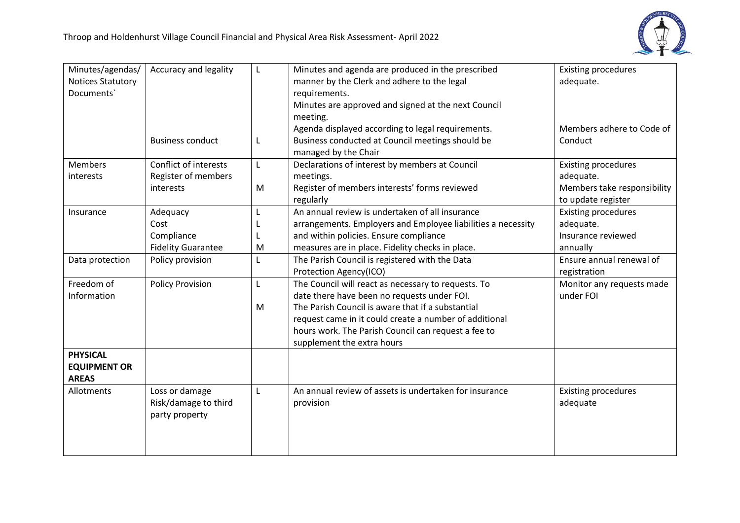| Minutes/agendas/ Notices Statutory Documents` | Accuracy and legality<br><br><br><br><br>Business conduct | L<br><br><br><br><br>L | Minutes and agenda are produced in the prescribed manner by the Clerk and adhere to the legal requirements.<br>Minutes are approved and signed at the next Council meeting.<br>Agenda displayed according to legal requirements.<br>Business conducted at Council meetings should be managed by the Chair | Existing procedures adequate.<br><br><br><br>Members adhere to Code of Conduct |
|---|---|---|---|---|
| Members interests | Conflict of interests<br>Register of members interests | L<br><br>M | Declarations of interest by members at Council meetings.<br>Register of members interests' forms reviewed regularly | Existing procedures adequate.<br>Members take responsibility to update register |
| Insurance | Adequacy<br>Cost<br>Compliance<br>Fidelity Guarantee | L<br>L<br>L<br>M | An annual review is undertaken of all insurance arrangements. Employers and Employee liabilities a necessity and within policies. Ensure compliance measures are in place. Fidelity checks in place. | Existing procedures adequate.<br>Insurance reviewed annually |
| Data protection | Policy provision | L | The Parish Council is registered with the Data Protection Agency(ICO) | Ensure annual renewal of registration |
| Freedom of Information | Policy Provision | L<br><br>M | The Council will react as necessary to requests. To date there have been no requests under FOI.<br>The Parish Council is aware that if a substantial request came in it could create a number of additional hours work. The Parish Council can request a fee to supplement the extra hours | Monitor any requests made under FOI |
| **PHYSICAL EQUIPMENT OR AREAS** | | | | |
| Allotments | Loss or damage<br>Risk/damage to third party property | L | An annual review of assets is undertaken for insurance provision | Existing procedures adequate |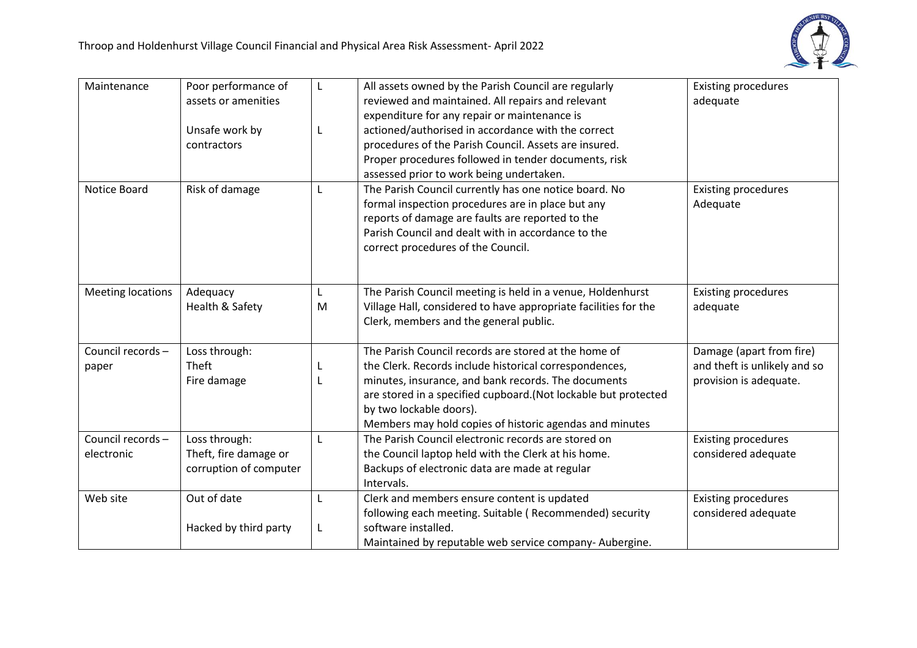| | | | | |
|---|---|---|---|---|
| Maintenance | Poor performance of assets or amenities<br><br>Unsafe work by contractors | L<br><br><br>L | All assets owned by the Parish Council are regularly reviewed and maintained. All repairs and relevant expenditure for any repair or maintenance is actioned/authorised in accordance with the correct procedures of the Parish Council. Assets are insured. Proper procedures followed in tender documents, risk assessed prior to work being undertaken. | Existing procedures adequate |
| Notice Board | Risk of damage | L | The Parish Council currently has one notice board. No formal inspection procedures are in place but any reports of damage are faults are reported to the Parish Council and dealt with in accordance to the correct procedures of the Council. | Existing procedures Adequate |
| Meeting locations | Adequacy<br>Health & Safety | L<br>M | The Parish Council meeting is held in a venue, Holdenhurst Village Hall, considered to have appropriate facilities for the Clerk, members and the general public. | Existing procedures adequate |
| Council records – paper | Loss through:<br>Theft<br>Fire damage | <br>L<br>L | The Parish Council records are stored at the home of the Clerk. Records include historical correspondences, minutes, insurance, and bank records. The documents are stored in a specified cupboard.(Not lockable but protected by two lockable doors).<br>Members may hold copies of historic agendas and minutes | Damage (apart from fire) and theft is unlikely and so provision is adequate. |
| Council records – electronic | Loss through:<br>Theft, fire damage or corruption of computer | L | The Parish Council electronic records are stored on the Council laptop held with the Clerk at his home. Backups of electronic data are made at regular Intervals. | Existing procedures considered adequate |
| Web site | Out of date<br><br>Hacked by third party | L<br><br>L | Clerk and members ensure content is updated following each meeting. Suitable ( Recommended) security software installed.<br>Maintained by reputable web service company- Aubergine. | Existing procedures considered adequate |